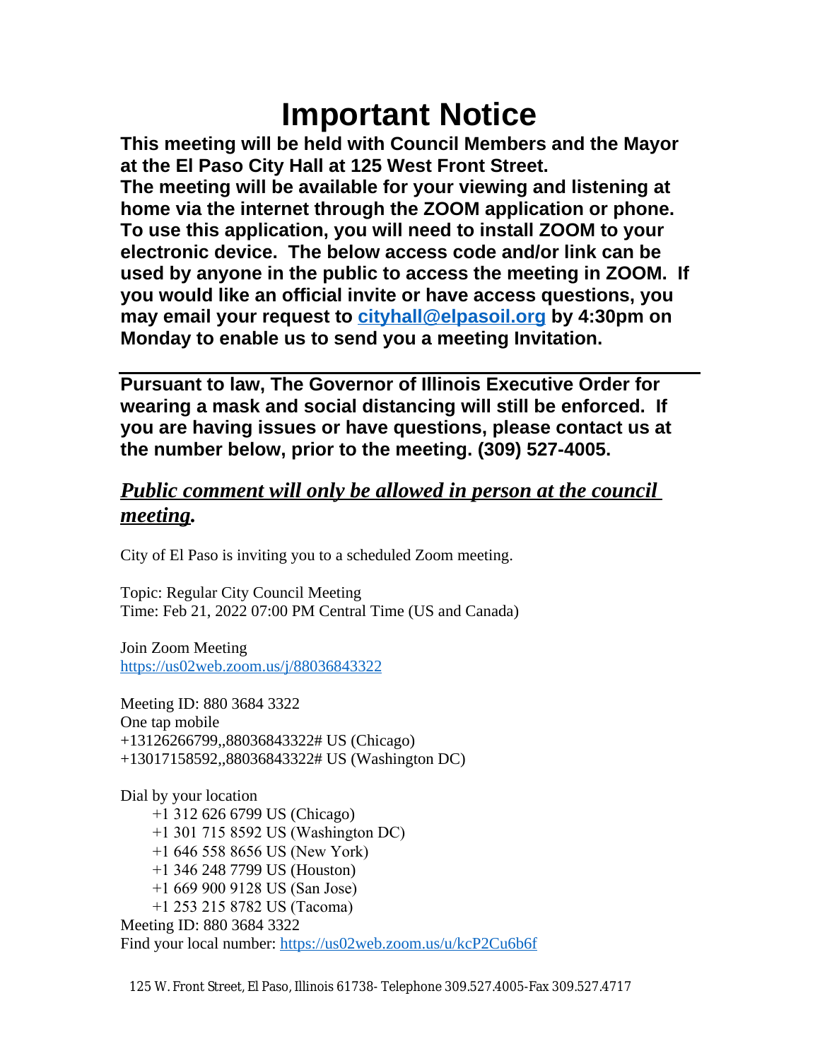# Important Notice

**This meeting will be held with Council Members and the Mayor at the El Paso City Hall at 125 West Front Street.**
**The meeting will be available for your viewing and listening at home via the internet through the ZOOM application or phone. To use this application, you will need to install ZOOM to your electronic device. The below access code and/or link can be used by anyone in the public to access the meeting in ZOOM. If you would like an official invite or have access questions, you may email your request to [cityhall@elpasoil.org](mailto:cityhall@elpasoil.org) by 4:30pm on Monday to enable us to send you a meeting Invitation.**

---

**Pursuant to law, The Governor of Illinois Executive Order for wearing a mask and social distancing will still be enforced. If you are having issues or have questions, please contact us at the number below, prior to the meeting. (309) 527-4005.**

## ***Public comment will only be allowed in person at the council meeting.***

City of El Paso is inviting you to a scheduled Zoom meeting.

Topic: Regular City Council Meeting
Time: Feb 21, 2022 07:00 PM Central Time (US and Canada)

Join Zoom Meeting
https://us02web.zoom.us/j/88036843322

Meeting ID: 880 3684 3322
One tap mobile
+13126266799,,88036843322# US (Chicago)
+13017158592,,88036843322# US (Washington DC)

Dial by your location
- +1 312 626 6799 US (Chicago)
- +1 301 715 8592 US (Washington DC)
- +1 646 558 8656 US (New York)
- +1 346 248 7799 US (Houston)
- +1 669 900 9128 US (San Jose)
- +1 253 215 8782 US (Tacoma)

Meeting ID: 880 3684 3322
Find your local number: https://us02web.zoom.us/u/kcP2Cu6b6f

125 W. Front Street, El Paso, Illinois 61738- Telephone 309.527.4005-Fax 309.527.4717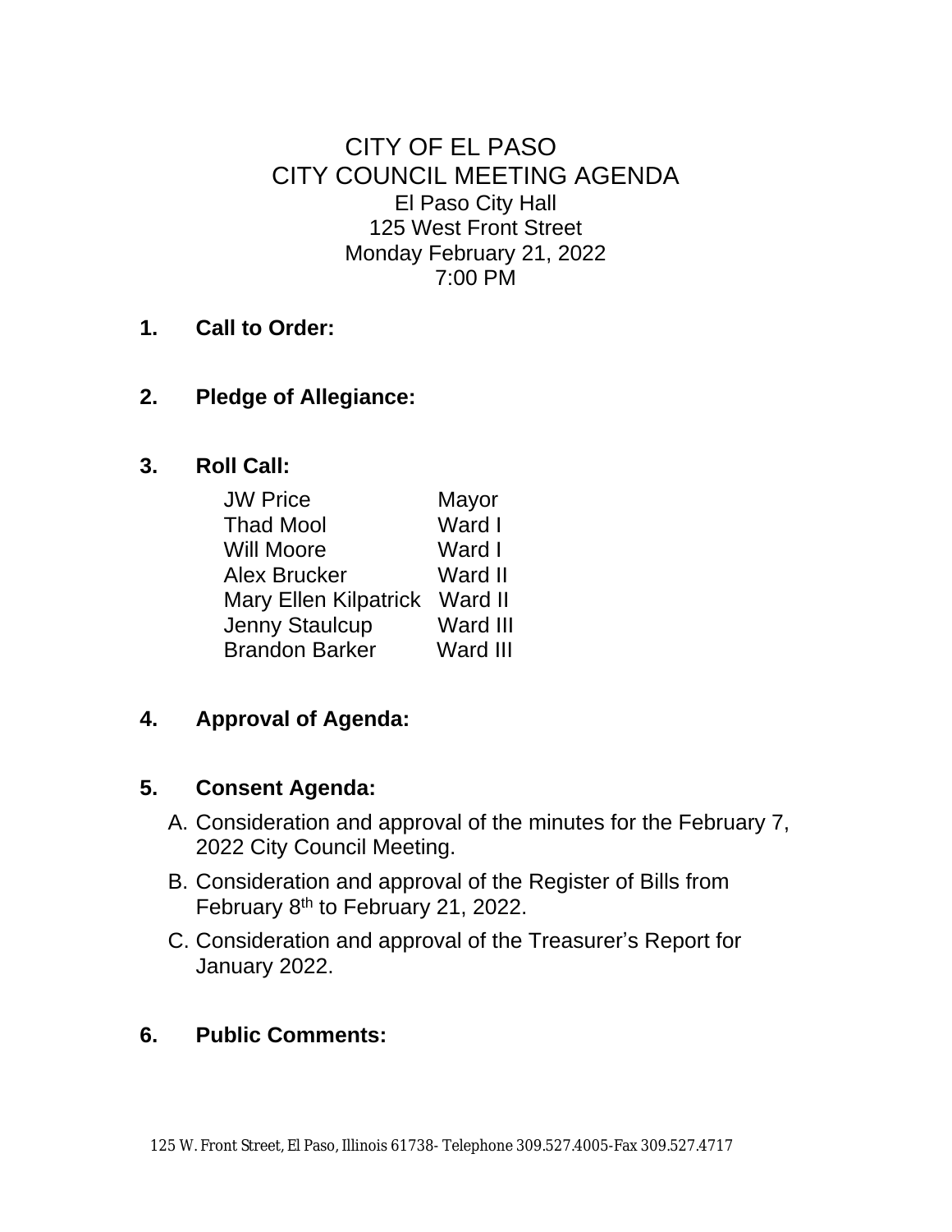# CITY OF EL PASO
## CITY COUNCIL MEETING AGENDA

El Paso City Hall
125 West Front Street
Monday February 21, 2022
7:00 PM

**1. Call to Order:**

**2. Pledge of Allegiance:**

**3. Roll Call:**

| | |
|---|---|
| JW Price | Mayor |
| Thad Mool | Ward I |
| Will Moore | Ward I |
| Alex Brucker | Ward II |
| Mary Ellen Kilpatrick | Ward II |
| Jenny Staulcup | Ward III |
| Brandon Barker | Ward III |

**4. Approval of Agenda:**

**5. Consent Agenda:**

A. Consideration and approval of the minutes for the February 7, 2022 City Council Meeting.

B. Consideration and approval of the Register of Bills from February 8th to February 21, 2022.

C. Consideration and approval of the Treasurer's Report for January 2022.

**6. Public Comments:**

125 W. Front Street, El Paso, Illinois 61738- Telephone 309.527.4005-Fax 309.527.4717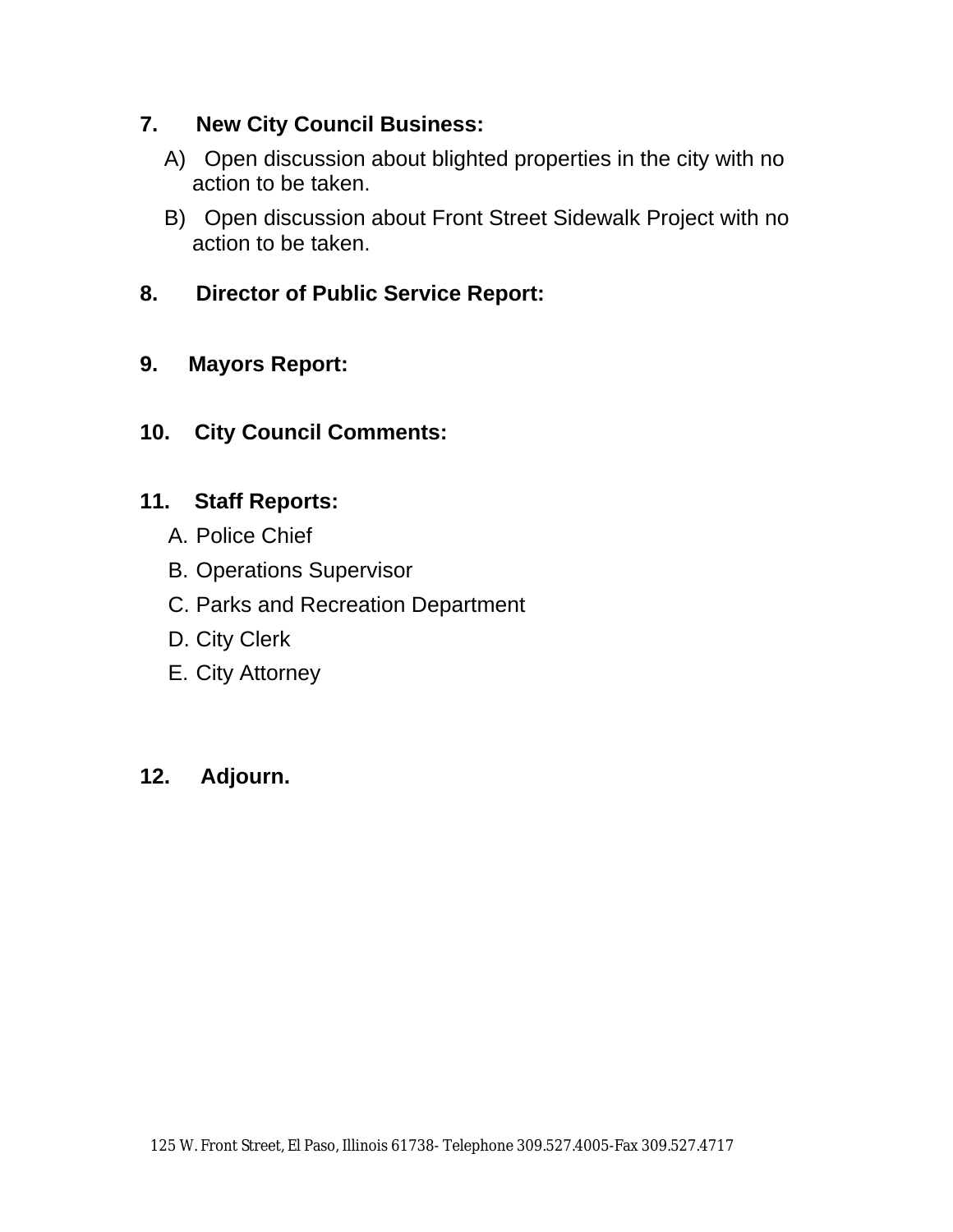**7. New City Council Business:**

A) Open discussion about blighted properties in the city with no action to be taken.

B) Open discussion about Front Street Sidewalk Project with no action to be taken.

**8. Director of Public Service Report:**

**9. Mayors Report:**

**10. City Council Comments:**

**11. Staff Reports:**

A. Police Chief

B. Operations Supervisor

C. Parks and Recreation Department

D. City Clerk

E. City Attorney

**12. Adjourn.**

125 W. Front Street, El Paso, Illinois 61738- Telephone 309.527.4005-Fax 309.527.4717